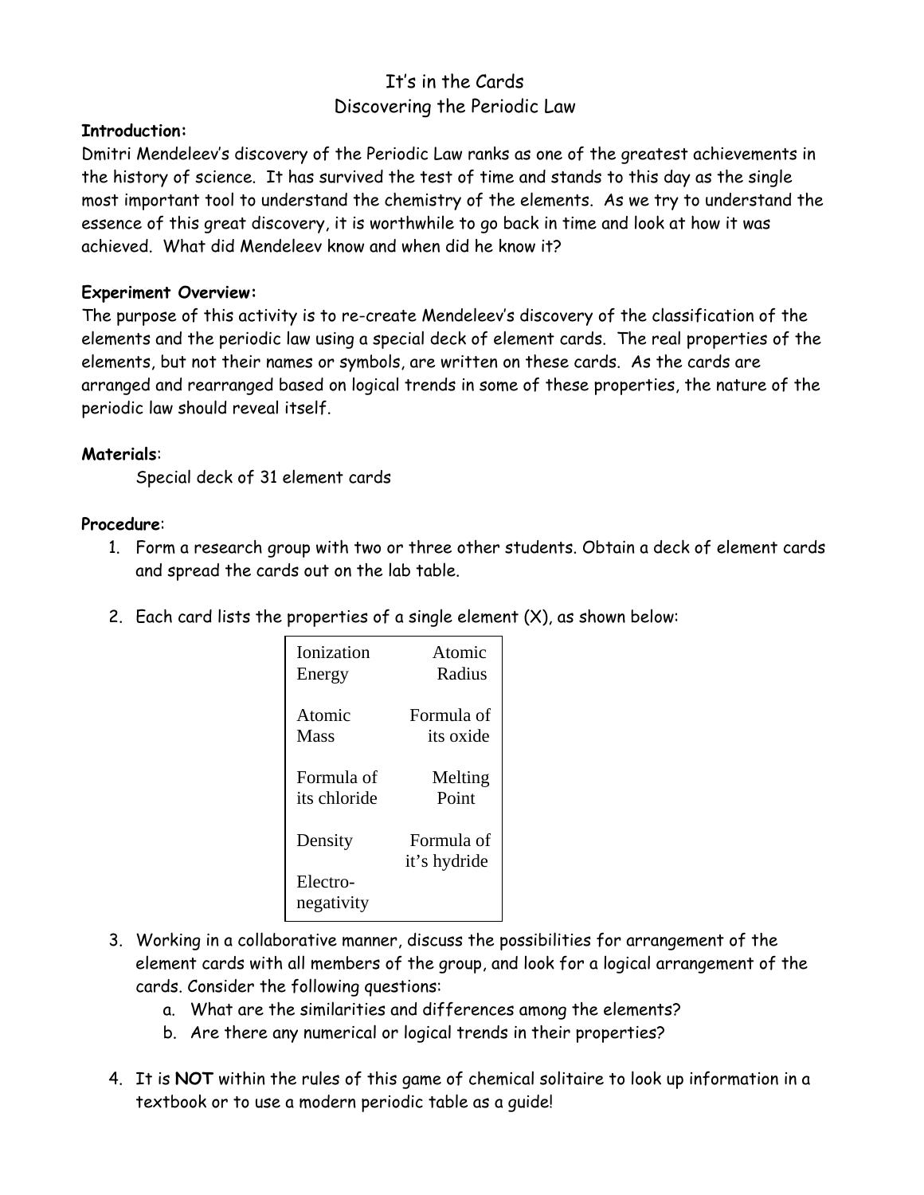# It's in the Cards
## Discovering the Periodic Law

**Introduction:**
Dmitri Mendeleev's discovery of the Periodic Law ranks as one of the greatest achievements in the history of science. It has survived the test of time and stands to this day as the single most important tool to understand the chemistry of the elements. As we try to understand the essence of this great discovery, it is worthwhile to go back in time and look at how it was achieved. What did Mendeleev know and when did he know it?

**Experiment Overview:**
The purpose of this activity is to re-create Mendeleev's discovery of the classification of the elements and the periodic law using a special deck of element cards. The real properties of the elements, but not their names or symbols, are written on these cards. As the cards are arranged and rearranged based on logical trends in some of these properties, the nature of the periodic law should reveal itself.

**Materials**:

Special deck of 31 element cards

**Procedure**:

1. Form a research group with two or three other students. Obtain a deck of element cards and spread the cards out on the lab table.

2. Each card lists the properties of a single element (X), as shown below:

| | |
|---|---|
| Ionization Energy | Atomic Radius |
| Atomic Mass | Formula of its oxide |
| Formula of its chloride | Melting Point |
| Density | Formula of it's hydride |
| Electro-negativity | |

3. Working in a collaborative manner, discuss the possibilities for arrangement of the element cards with all members of the group, and look for a logical arrangement of the cards. Consider the following questions:
   a. What are the similarities and differences among the elements?
   b. Are there any numerical or logical trends in their properties?

4. It is **NOT** within the rules of this game of chemical solitaire to look up information in a textbook or to use a modern periodic table as a guide!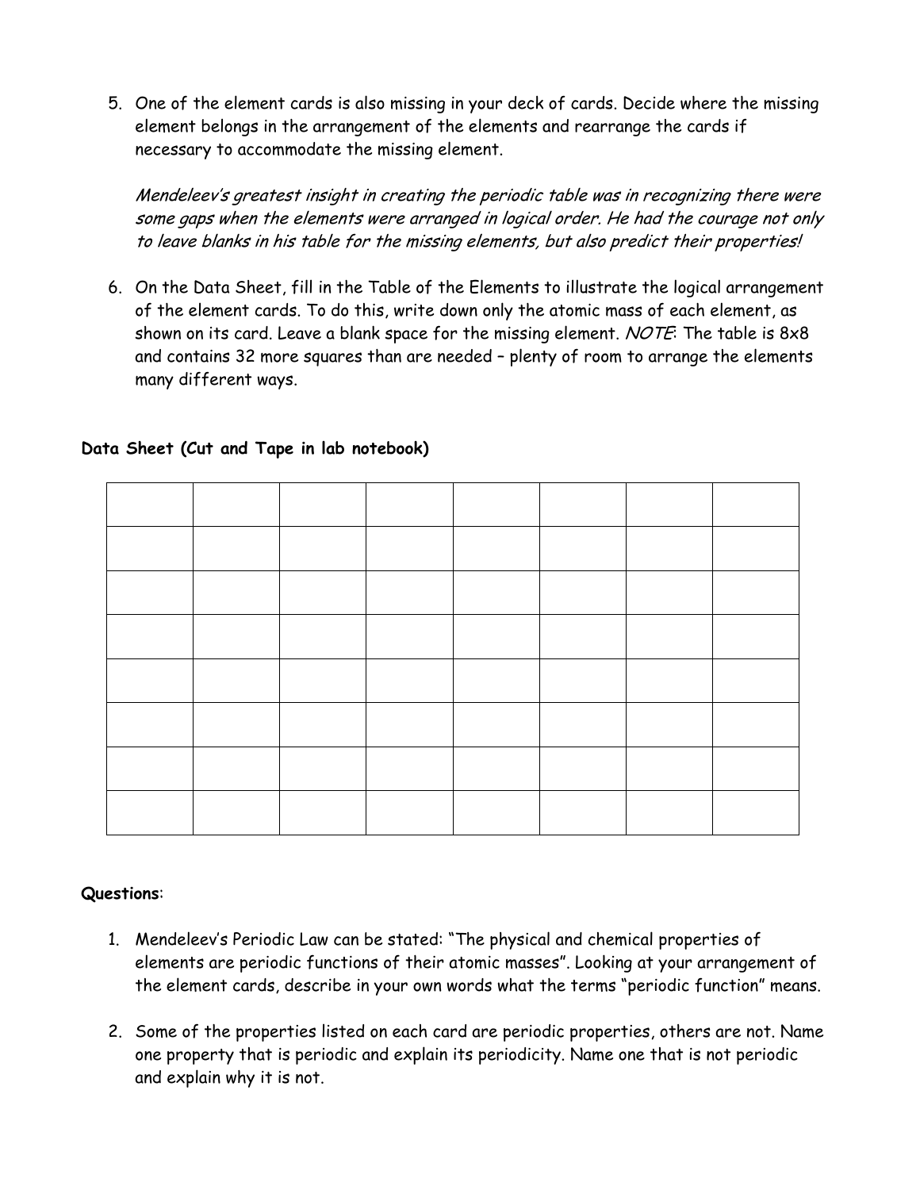5. One of the element cards is also missing in your deck of cards. Decide where the missing element belongs in the arrangement of the elements and rearrange the cards if necessary to accommodate the missing element.

   *Mendeleev's greatest insight in creating the periodic table was in recognizing there were some gaps when the elements were arranged in logical order. He had the courage not only to leave blanks in his table for the missing elements, but also predict their properties!*

6. On the Data Sheet, fill in the Table of the Elements to illustrate the logical arrangement of the element cards. To do this, write down only the atomic mass of each element, as shown on its card. Leave a blank space for the missing element. *NOTE*: The table is 8x8 and contains 32 more squares than are needed – plenty of room to arrange the elements many different ways.

**Data Sheet (Cut and Tape in lab notebook)**

| | | | | | | | |
|---|---|---|---|---|---|---|---|
| | | | | | | | |
| | | | | | | | |
| | | | | | | | |
| | | | | | | | |
| | | | | | | | |
| | | | | | | | |
| | | | | | | | |
| | | | | | | | |

**Questions**:

1. Mendeleev's Periodic Law can be stated: "The physical and chemical properties of elements are periodic functions of their atomic masses". Looking at your arrangement of the element cards, describe in your own words what the terms "periodic function" means.

2. Some of the properties listed on each card are periodic properties, others are not. Name one property that is periodic and explain its periodicity. Name one that is not periodic and explain why it is not.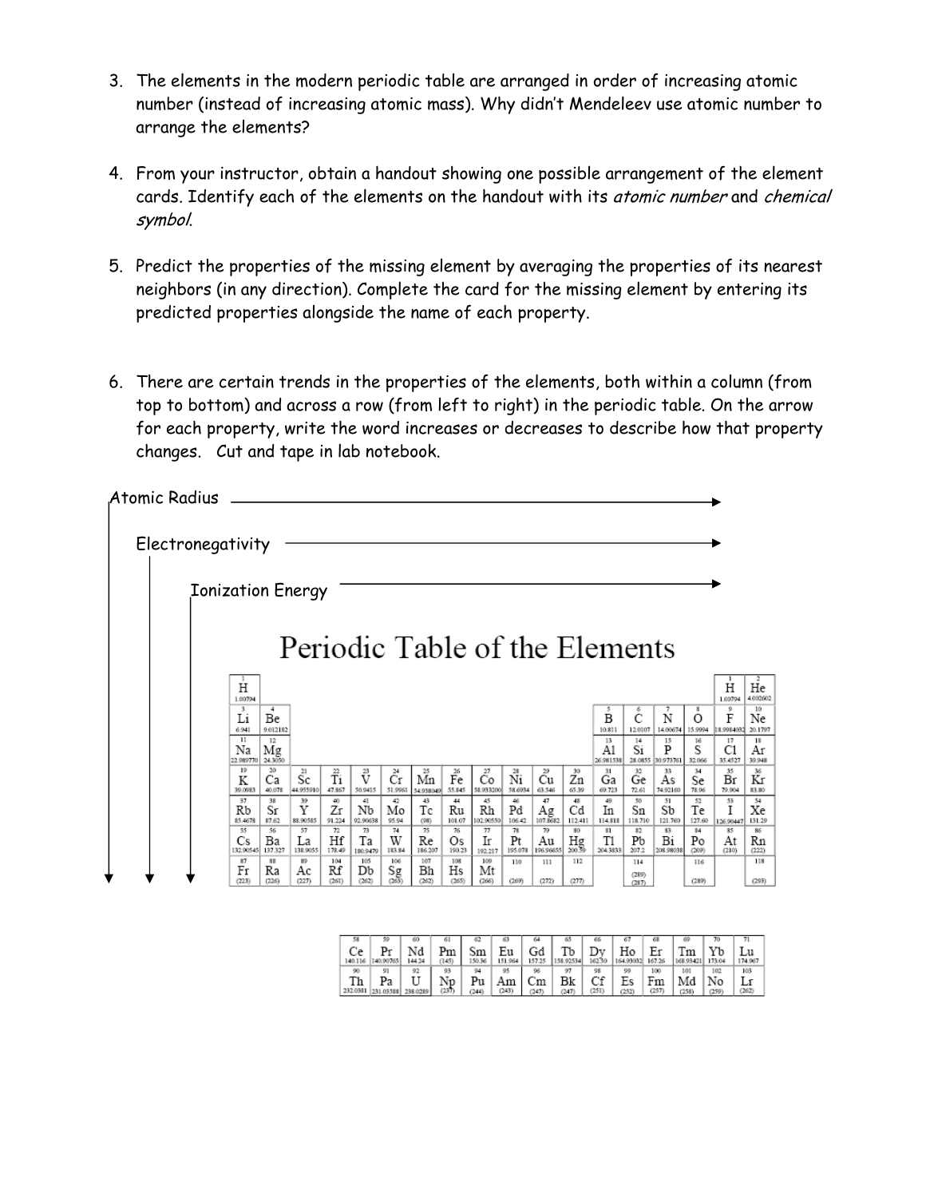3. The elements in the modern periodic table are arranged in order of increasing atomic number (instead of increasing atomic mass). Why didn't Mendeleev use atomic number to arrange the elements?

4. From your instructor, obtain a handout showing one possible arrangement of the element cards. Identify each of the elements on the handout with its *atomic number* and *chemical symbol*.

5. Predict the properties of the missing element by averaging the properties of its nearest neighbors (in any direction). Complete the card for the missing element by entering its predicted properties alongside the name of each property.

6. There are certain trends in the properties of the elements, both within a column (from top to bottom) and across a row (from left to right) in the periodic table. On the arrow for each property, write the word increases or decreases to describe how that property changes. Cut and tape in lab notebook.

Atomic Radius →

Electronegativity →

Ionization Energy →

# Periodic Table of the Elements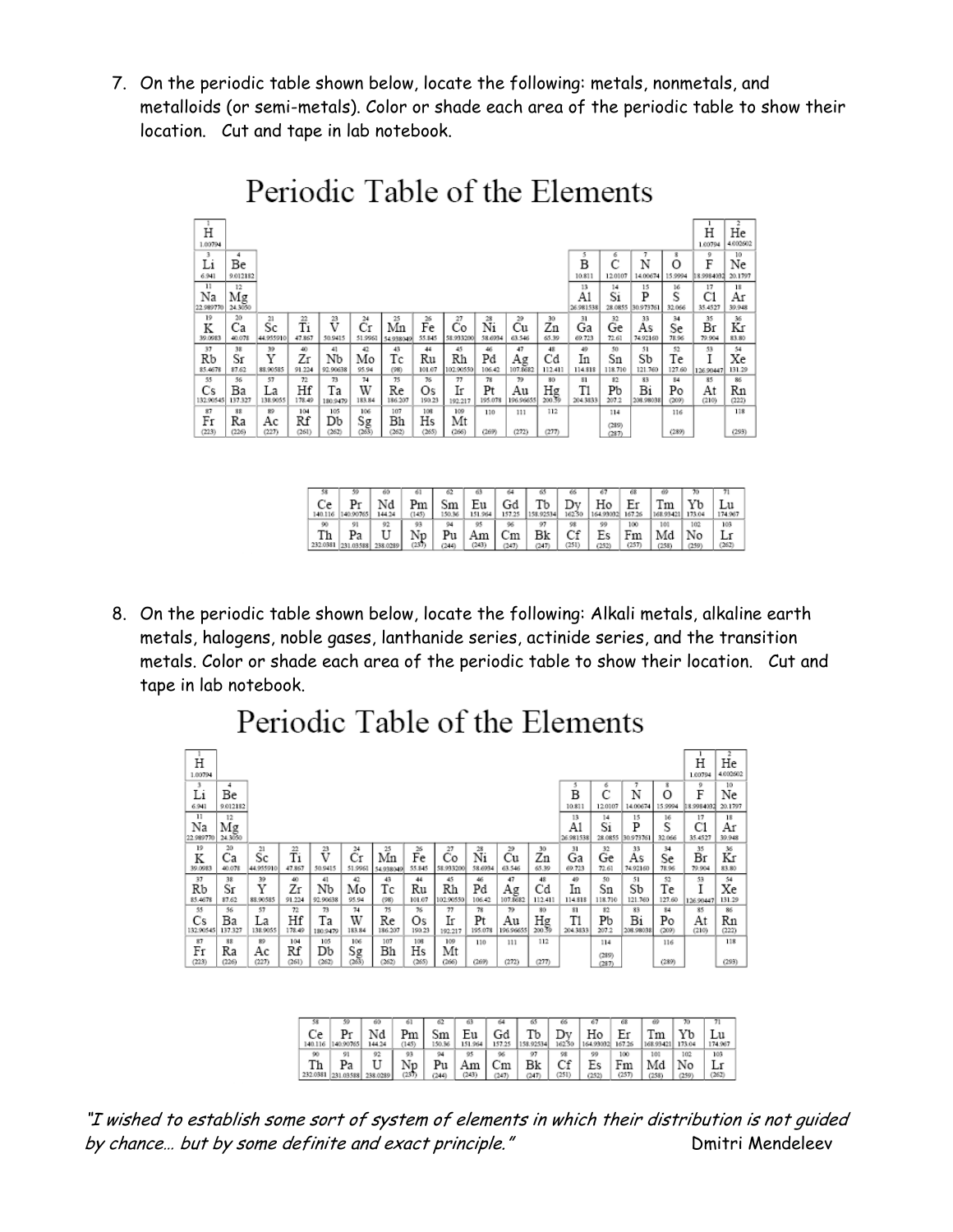7. On the periodic table shown below, locate the following: metals, nonmetals, and metalloids (or semi-metals). Color or shade each area of the periodic table to show their location. Cut and tape in lab notebook.

# Periodic Table of the Elements

| | | | | | | | | | | | | | | | | | |
|---|---|---|---|---|---|---|---|---|---|---|---|---|---|---|---|---|---|
| 1 H 1.00794 | | | | | | | | | | | | | | | | 1 H 1.00794 | 2 He 4.002602 |
| 3 Li 6.941 | 4 Be 9.012182 | | | | | | | | | | | 5 B 10.811 | 6 C 12.0107 | 7 N 14.00674 | 8 O 15.9994 | 9 F 18.9984032 | 10 Ne 20.1797 |
| 11 Na 22.989770 | 12 Mg 24.3050 | | | | | | | | | | | 13 Al 26.981538 | 14 Si 28.0855 | 15 P 30.973761 | 16 S 32.066 | 17 Cl 35.4527 | 18 Ar 39.948 |
| 19 K 39.0983 | 20 Ca 40.078 | 21 Sc 44.955910 | 22 Ti 47.867 | 23 V 50.9415 | 24 Cr 51.9961 | 25 Mn 54.938049 | 26 Fe 55.845 | 27 Co 58.933200 | 28 Ni 58.6934 | 29 Cu 63.546 | 30 Zn 65.39 | 31 Ga 69.723 | 32 Ge 72.61 | 33 As 74.92160 | 34 Se 78.96 | 35 Br 79.904 | 36 Kr 83.80 |
| 37 Rb 85.4678 | 38 Sr 87.62 | 39 Y 88.90585 | 40 Zr 91.224 | 41 Nb 92.90638 | 42 Mo 95.94 | 43 Tc (98) | 44 Ru 101.07 | 45 Rh 102.90550 | 46 Pd 106.42 | 47 Ag 107.8682 | 48 Cd 112.411 | 49 In 114.818 | 50 Sn 118.710 | 51 Sb 121.760 | 52 Te 127.60 | 53 I 126.90447 | 54 Xe 131.29 |
| 55 Cs 132.90545 | 56 Ba 137.327 | 57 La 138.9055 | 72 Hf 178.49 | 73 Ta 180.9479 | 74 W 183.84 | 75 Re 186.207 | 76 Os 190.23 | 77 Ir 192.217 | 78 Pt 195.078 | 79 Au 196.96655 | 80 Hg 200.59 | 81 Tl 204.3833 | 82 Pb 207.2 | 83 Bi 208.98038 | 84 Po (209) | 85 At (210) | 86 Rn (222) |
| 87 Fr (223) | 88 Ra (226) | 89 Ac (227) | 104 Rf (261) | 105 Db (262) | 106 Sg (263) | 107 Bh (262) | 108 Hs (265) | 109 Mt (266) | 110 (269) | 111 (272) | 112 (277) | | 114 (289) (287) | | 116 (289) | | 118 (293) |

| | | | | | | | | | | | | | |
|---|---|---|---|---|---|---|---|---|---|---|---|---|---|
| 58 Ce 140.116 | 59 Pr 140.90765 | 60 Nd 144.24 | 61 Pm (145) | 62 Sm 150.36 | 63 Eu 151.964 | 64 Gd 157.25 | 65 Tb 158.92534 | 66 Dy 162.50 | 67 Ho 164.93032 | 68 Er 167.26 | 69 Tm 168.93421 | 70 Yb 173.04 | 71 Lu 174.967 |
| 90 Th 232.0381 | 91 Pa 231.03588 | 92 U 238.0289 | 93 Np (237) | 94 Pu (244) | 95 Am (243) | 96 Cm (247) | 97 Bk (247) | 98 Cf (251) | 99 Es (252) | 100 Fm (257) | 101 Md (258) | 102 No (259) | 103 Lr (262) |

8. On the periodic table shown below, locate the following: Alkali metals, alkaline earth metals, halogens, noble gases, lanthanide series, actinide series, and the transition metals. Color or shade each area of the periodic table to show their location. Cut and tape in lab notebook.

# Periodic Table of the Elements

| | | | | | | | | | | | | | | | | | |
|---|---|---|---|---|---|---|---|---|---|---|---|---|---|---|---|---|---|
| 1 H 1.00794 | | | | | | | | | | | | | | | | 1 H 1.00794 | 2 He 4.002602 |
| 3 Li 6.941 | 4 Be 9.012182 | | | | | | | | | | | 5 B 10.811 | 6 C 12.0107 | 7 N 14.00674 | 8 O 15.9994 | 9 F 18.9984032 | 10 Ne 20.1797 |
| 11 Na 22.989770 | 12 Mg 24.3050 | | | | | | | | | | | 13 Al 26.981538 | 14 Si 28.0855 | 15 P 30.973761 | 16 S 32.066 | 17 Cl 35.4527 | 18 Ar 39.948 |
| 19 K 39.0983 | 20 Ca 40.078 | 21 Sc 44.955910 | 22 Ti 47.867 | 23 V 50.9415 | 24 Cr 51.9961 | 25 Mn 54.938049 | 26 Fe 55.845 | 27 Co 58.933200 | 28 Ni 58.6934 | 29 Cu 63.546 | 30 Zn 65.39 | 31 Ga 69.723 | 32 Ge 72.61 | 33 As 74.92160 | 34 Se 78.96 | 35 Br 79.904 | 36 Kr 83.80 |
| 37 Rb 85.4678 | 38 Sr 87.62 | 39 Y 88.90585 | 40 Zr 91.224 | 41 Nb 92.90638 | 42 Mo 95.94 | 43 Tc (98) | 44 Ru 101.07 | 45 Rh 102.90550 | 46 Pd 106.42 | 47 Ag 107.8682 | 48 Cd 112.411 | 49 In 114.818 | 50 Sn 118.710 | 51 Sb 121.760 | 52 Te 127.60 | 53 I 126.90447 | 54 Xe 131.29 |
| 55 Cs 132.90545 | 56 Ba 137.327 | 57 La 138.9055 | 72 Hf 178.49 | 73 Ta 180.9479 | 74 W 183.84 | 75 Re 186.207 | 76 Os 190.23 | 77 Ir 192.217 | 78 Pt 195.078 | 79 Au 196.96655 | 80 Hg 200.59 | 81 Tl 204.3833 | 82 Pb 207.2 | 83 Bi 208.98038 | 84 Po (209) | 85 At (210) | 86 Rn (222) |
| 87 Fr (223) | 88 Ra (226) | 89 Ac (227) | 104 Rf (261) | 105 Db (262) | 106 Sg (263) | 107 Bh (262) | 108 Hs (265) | 109 Mt (266) | 110 (269) | 111 (272) | 112 (277) | | 114 (289) (287) | | 116 (289) | | 118 (293) |

| | | | | | | | | | | | | | |
|---|---|---|---|---|---|---|---|---|---|---|---|---|---|
| 58 Ce 140.116 | 59 Pr 140.90765 | 60 Nd 144.24 | 61 Pm (145) | 62 Sm 150.36 | 63 Eu 151.964 | 64 Gd 157.25 | 65 Tb 158.92534 | 66 Dy 162.50 | 67 Ho 164.93032 | 68 Er 167.26 | 69 Tm 168.93421 | 70 Yb 173.04 | 71 Lu 174.967 |
| 90 Th 232.0381 | 91 Pa 231.03588 | 92 U 238.0289 | 93 Np (237) | 94 Pu (244) | 95 Am (243) | 96 Cm (247) | 97 Bk (247) | 98 Cf (251) | 99 Es (252) | 100 Fm (257) | 101 Md (258) | 102 No (259) | 103 Lr (262) |

*"I wished to establish some sort of system of elements in which their distribution is not guided by chance… but by some definite and exact principle."* Dmitri Mendeleev